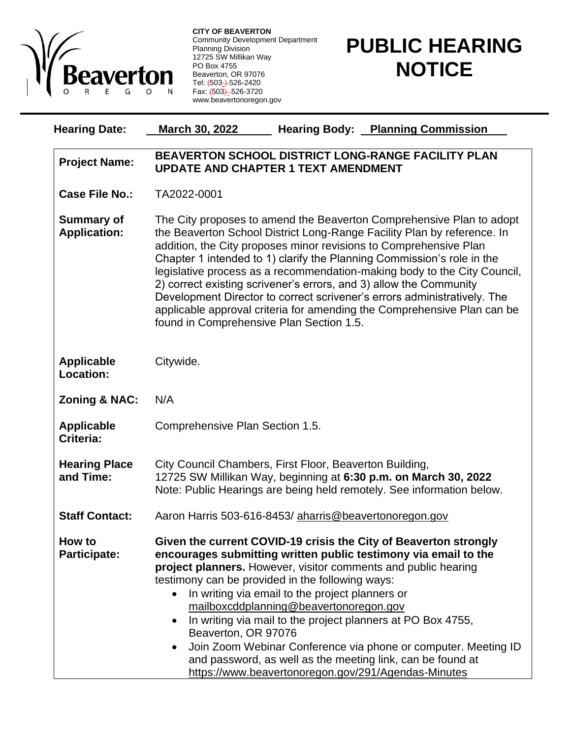**CITY OF BEAVERTON**
Community Development Department
Planning Division
12725 SW Millikan Way
PO Box 4755
Beaverton, OR 97076
Tel: (503-) 526-2420
Fax: (503) 526-3720
www.beavertonoregon.gov

# PUBLIC HEARING NOTICE

**Hearing Date:** **March 30, 2022** **Hearing Body:** **Planning Commission**

**Project Name:** **BEAVERTON SCHOOL DISTRICT LONG-RANGE FACILITY PLAN UPDATE AND CHAPTER 1 TEXT AMENDMENT**

**Case File No.:** TA2022-0001

**Summary of Application:** The City proposes to amend the Beaverton Comprehensive Plan to adopt the Beaverton School District Long-Range Facility Plan by reference. In addition, the City proposes minor revisions to Comprehensive Plan Chapter 1 intended to 1) clarify the Planning Commission's role in the legislative process as a recommendation-making body to the City Council, 2) correct existing scrivener's errors, and 3) allow the Community Development Director to correct scrivener's errors administratively. The applicable approval criteria for amending the Comprehensive Plan can be found in Comprehensive Plan Section 1.5.

**Applicable Location:** Citywide.

**Zoning & NAC:** N/A

**Applicable Criteria:** Comprehensive Plan Section 1.5.

**Hearing Place and Time:** City Council Chambers, First Floor, Beaverton Building, 12725 SW Millikan Way, beginning at **6:30 p.m. on March 30, 2022**
Note: Public Hearings are being held remotely. See information below.

**Staff Contact:** Aaron Harris 503-616-8453/ aharris@beavertonoregon.gov

**How to Participate:** **Given the current COVID-19 crisis the City of Beaverton strongly encourages submitting written public testimony via email to the project planners.** However, visitor comments and public hearing testimony can be provided in the following ways:

- In writing via email to the project planners or mailboxcddplanning@beavertonoregon.gov
- In writing via mail to the project planners at PO Box 4755, Beaverton, OR 97076
- Join Zoom Webinar Conference via phone or computer. Meeting ID and password, as well as the meeting link, can be found at https://www.beavertonoregon.gov/291/Agendas-Minutes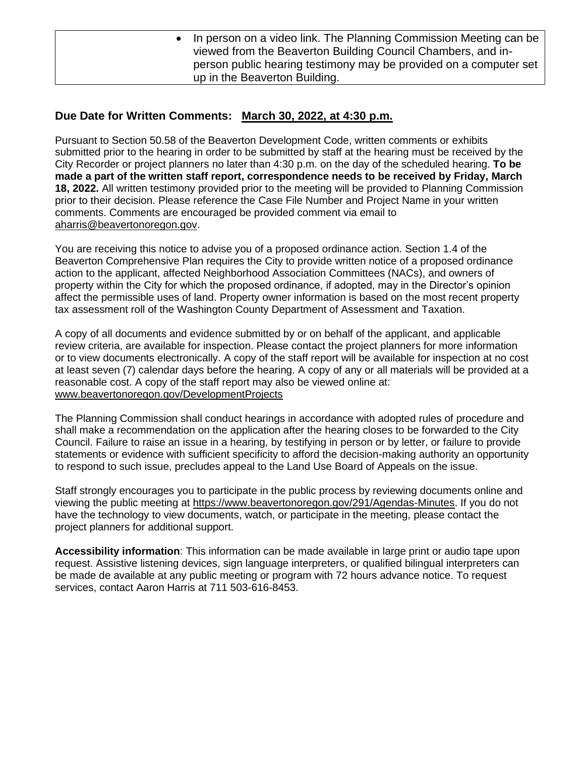|  | • In person on a video link. The Planning Commission Meeting can be viewed from the Beaverton Building Council Chambers, and in-person public hearing testimony may be provided on a computer set up in the Beaverton Building. |
|---|---|

## Due Date for Written Comments: March 30, 2022, at 4:30 p.m.

Pursuant to Section 50.58 of the Beaverton Development Code, written comments or exhibits submitted prior to the hearing in order to be submitted by staff at the hearing must be received by the City Recorder or project planners no later than 4:30 p.m. on the day of the scheduled hearing. **To be made a part of the written staff report, correspondence needs to be received by Friday, March 18, 2022.** All written testimony provided prior to the meeting will be provided to Planning Commission prior to their decision. Please reference the Case File Number and Project Name in your written comments. Comments are encouraged be provided comment via email to aharris@beavertonoregon.gov.

You are receiving this notice to advise you of a proposed ordinance action. Section 1.4 of the Beaverton Comprehensive Plan requires the City to provide written notice of a proposed ordinance action to the applicant, affected Neighborhood Association Committees (NACs), and owners of property within the City for which the proposed ordinance, if adopted, may in the Director's opinion affect the permissible uses of land. Property owner information is based on the most recent property tax assessment roll of the Washington County Department of Assessment and Taxation.

A copy of all documents and evidence submitted by or on behalf of the applicant, and applicable review criteria, are available for inspection. Please contact the project planners for more information or to view documents electronically. A copy of the staff report will be available for inspection at no cost at least seven (7) calendar days before the hearing. A copy of any or all materials will be provided at a reasonable cost. A copy of the staff report may also be viewed online at: www.beavertonoregon.gov/DevelopmentProjects

The Planning Commission shall conduct hearings in accordance with adopted rules of procedure and shall make a recommendation on the application after the hearing closes to be forwarded to the City Council. Failure to raise an issue in a hearing, by testifying in person or by letter, or failure to provide statements or evidence with sufficient specificity to afford the decision-making authority an opportunity to respond to such issue, precludes appeal to the Land Use Board of Appeals on the issue.

Staff strongly encourages you to participate in the public process by reviewing documents online and viewing the public meeting at https://www.beavertonoregon.gov/291/Agendas-Minutes. If you do not have the technology to view documents, watch, or participate in the meeting, please contact the project planners for additional support.

**Accessibility information**: This information can be made available in large print or audio tape upon request. Assistive listening devices, sign language interpreters, or qualified bilingual interpreters can be made de available at any public meeting or program with 72 hours advance notice. To request services, contact Aaron Harris at 711 503-616-8453.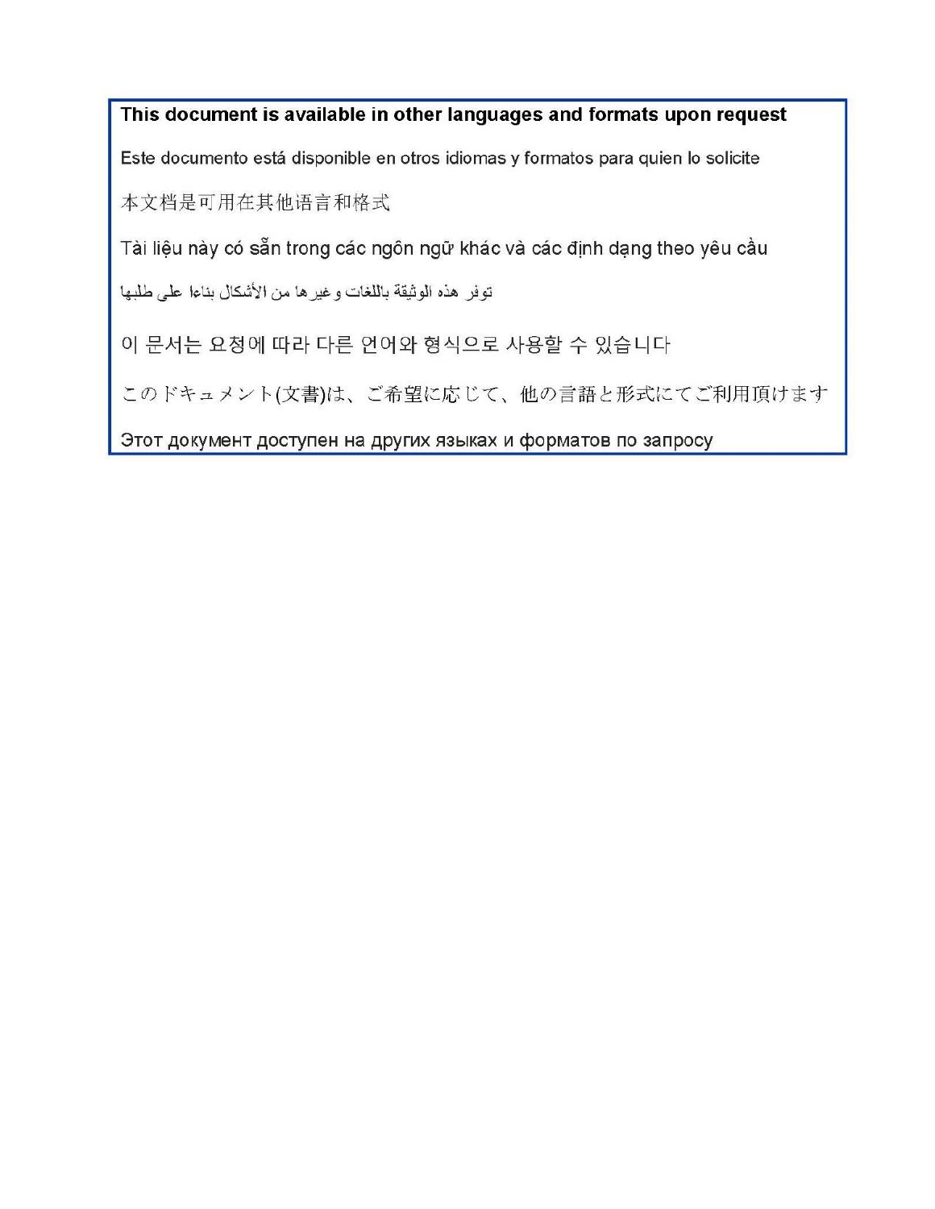**This document is available in other languages and formats upon request**

Este documento está disponible en otros idiomas y formatos para quien lo solicite

本文档是可用在其他语言和格式

Tài liệu này có sẵn trong các ngôn ngữ khác và các định dạng theo yêu cầu

توفر هذه الوثيقة باللغات وغيرها من الأشكال بناءا على طلبها

이 문서는 요청에 따라 다른 언어와 형식으로 사용할 수 있습니다

このドキュメント(文書)は、ご希望に応じて、他の言語と形式にてご利用頂けます

Этот документ доступен на других языках и форматов по запросу